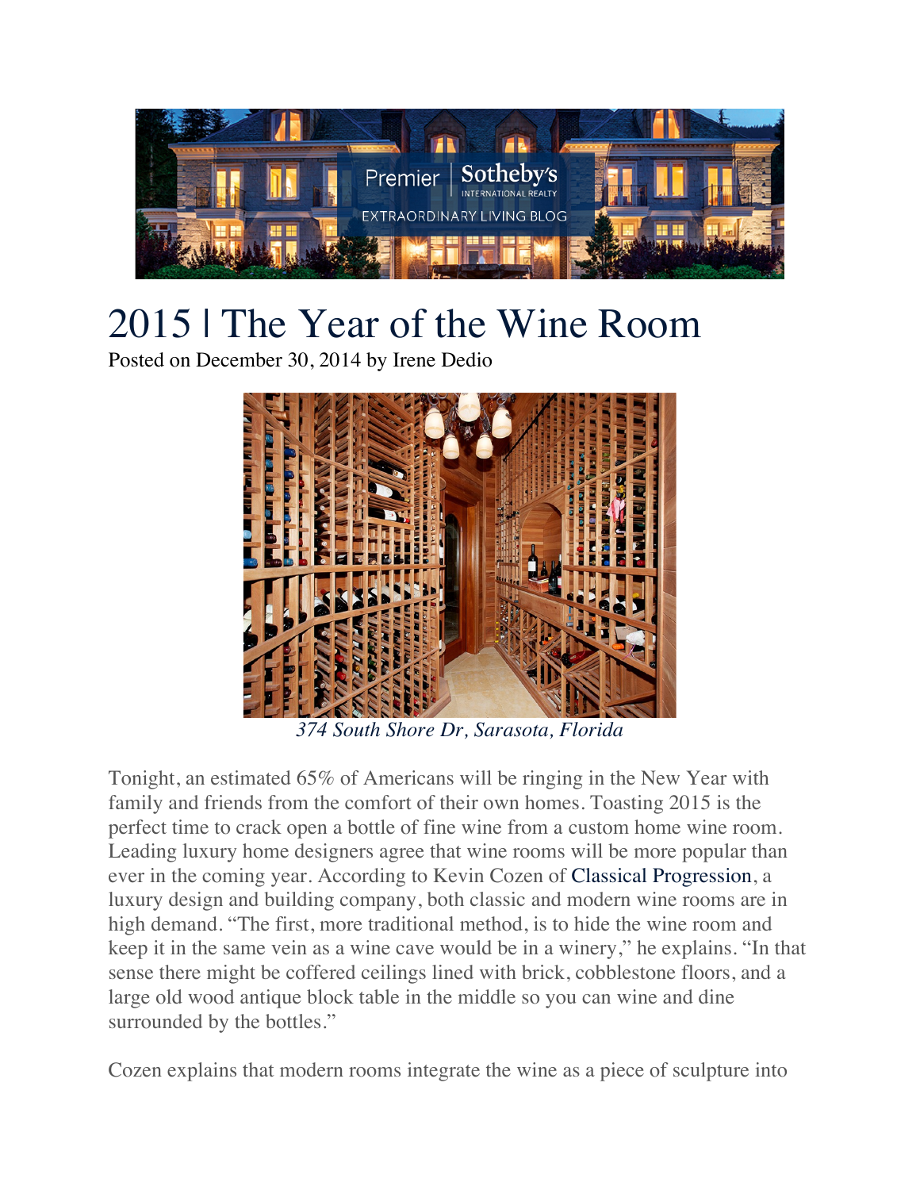# 2015 | The Year of the Wine Room

Posted on December 30, 2014 by Irene Dedio

*374 South Shore Dr, Sarasota, Florida*

Tonight, an estimated 65% of Americans will be ringing in the New Year with family and friends from the comfort of their own homes. Toasting 2015 is the perfect time to crack open a bottle of fine wine from a custom home wine room. Leading luxury home designers agree that wine rooms will be more popular than ever in the coming year. According to Kevin Cozen of Classical Progression, a luxury design and building company, both classic and modern wine rooms are in high demand. "The first, more traditional method, is to hide the wine room and keep it in the same vein as a wine cave would be in a winery," he explains. "In that sense there might be coffered ceilings lined with brick, cobblestone floors, and a large old wood antique block table in the middle so you can wine and dine surrounded by the bottles."

Cozen explains that modern rooms integrate the wine as a piece of sculpture into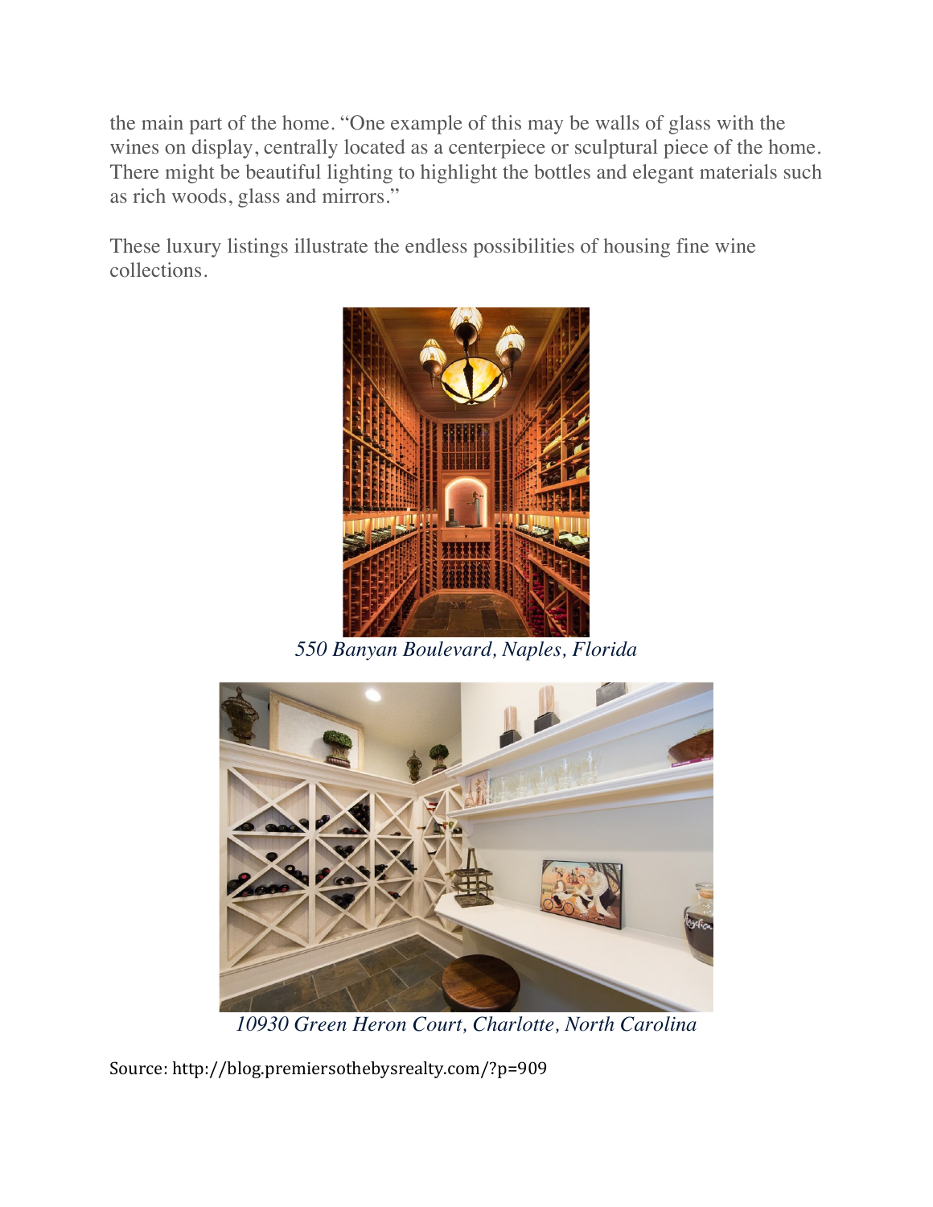the main part of the home. "One example of this may be walls of glass with the wines on display, centrally located as a centerpiece or sculptural piece of the home. There might be beautiful lighting to highlight the bottles and elegant materials such as rich woods, glass and mirrors."

These luxury listings illustrate the endless possibilities of housing fine wine collections.

*550 Banyan Boulevard, Naples, Florida*

*10930 Green Heron Court, Charlotte, North Carolina*

Source: http://blog.premiersothebysrealty.com/?p=909